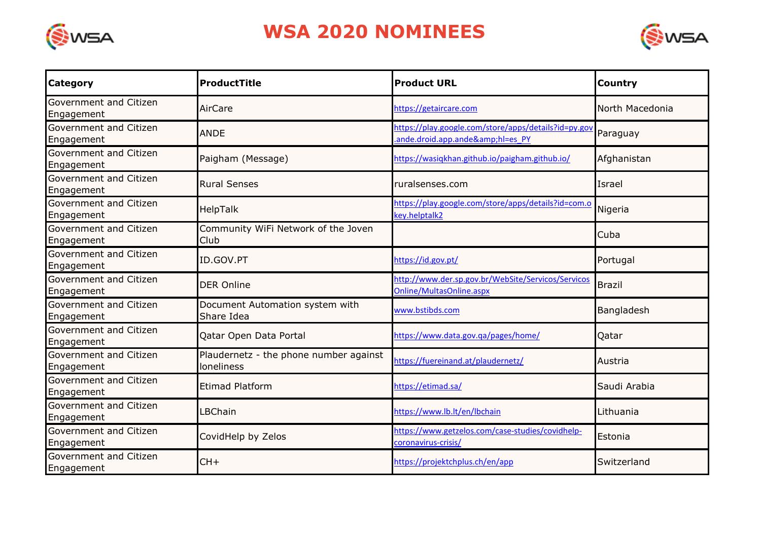# WSA 2020 NOMINEES

| Category | ProductTitle | Product URL | Country |
|---|---|---|---|
| Government and Citizen Engagement | AirCare | https://getaircare.com | North Macedonia |
| Government and Citizen Engagement | ANDE | https://play.google.com/store/apps/details?id=py.gov.ande.droid.app.ande&amp;hl=es_PY | Paraguay |
| Government and Citizen Engagement | Paigham (Message) | https://wasiqkhan.github.io/paigham.github.io/ | Afghanistan |
| Government and Citizen Engagement | Rural Senses | ruralsenses.com | Israel |
| Government and Citizen Engagement | HelpTalk | https://play.google.com/store/apps/details?id=com.okey.helptalk2 | Nigeria |
| Government and Citizen Engagement | Community WiFi Network of the Joven Club | | Cuba |
| Government and Citizen Engagement | ID.GOV.PT | https://id.gov.pt/ | Portugal |
| Government and Citizen Engagement | DER Online | http://www.der.sp.gov.br/WebSite/Servicos/ServicosOnline/MultasOnline.aspx | Brazil |
| Government and Citizen Engagement | Document Automation system with Share Idea | www.bstibds.com | Bangladesh |
| Government and Citizen Engagement | Qatar Open Data Portal | https://www.data.gov.qa/pages/home/ | Qatar |
| Government and Citizen Engagement | Plaudernetz - the phone number against loneliness | https://fuereinand.at/plaudernetz/ | Austria |
| Government and Citizen Engagement | Etimad Platform | https://etimad.sa/ | Saudi Arabia |
| Government and Citizen Engagement | LBChain | https://www.lb.lt/en/lbchain | Lithuania |
| Government and Citizen Engagement | CovidHelp by Zelos | https://www.getzelos.com/case-studies/covidhelp-coronavirus-crisis/ | Estonia |
| Government and Citizen Engagement | CH+ | https://projektchplus.ch/en/app | Switzerland |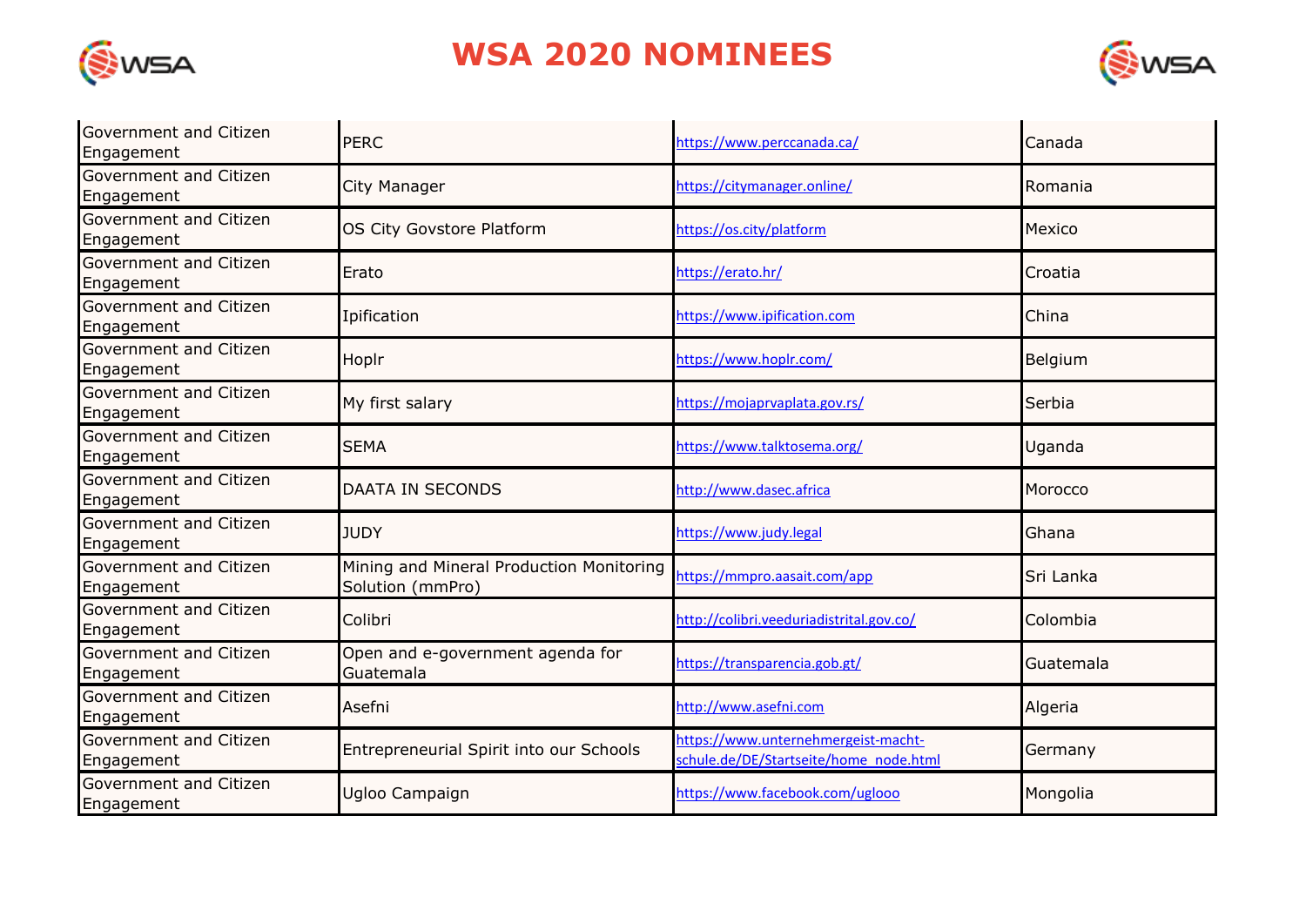# WSA 2020 NOMINEES

| | | | |
|---|---|---|---|
| Government and Citizen Engagement | PERC | https://www.perccanada.ca/ | Canada |
| Government and Citizen Engagement | City Manager | https://citymanager.online/ | Romania |
| Government and Citizen Engagement | OS City Govstore Platform | https://os.city/platform | Mexico |
| Government and Citizen Engagement | Erato | https://erato.hr/ | Croatia |
| Government and Citizen Engagement | Ipification | https://www.ipification.com | China |
| Government and Citizen Engagement | Hoplr | https://www.hoplr.com/ | Belgium |
| Government and Citizen Engagement | My first salary | https://mojaprvaplata.gov.rs/ | Serbia |
| Government and Citizen Engagement | SEMA | https://www.talktosema.org/ | Uganda |
| Government and Citizen Engagement | DAATA IN SECONDS | http://www.dasec.africa | Morocco |
| Government and Citizen Engagement | JUDY | https://www.judy.legal | Ghana |
| Government and Citizen Engagement | Mining and Mineral Production Monitoring Solution (mmPro) | https://mmpro.aasait.com/app | Sri Lanka |
| Government and Citizen Engagement | Colibri | http://colibri.veeduriadistrital.gov.co/ | Colombia |
| Government and Citizen Engagement | Open and e-government agenda for Guatemala | https://transparencia.gob.gt/ | Guatemala |
| Government and Citizen Engagement | Asefni | http://www.asefni.com | Algeria |
| Government and Citizen Engagement | Entrepreneurial Spirit into our Schools | https://www.unternehmergeist-macht-schule.de/DE/Startseite/home_node.html | Germany |
| Government and Citizen Engagement | Ugloo Campaign | https://www.facebook.com/uglooo | Mongolia |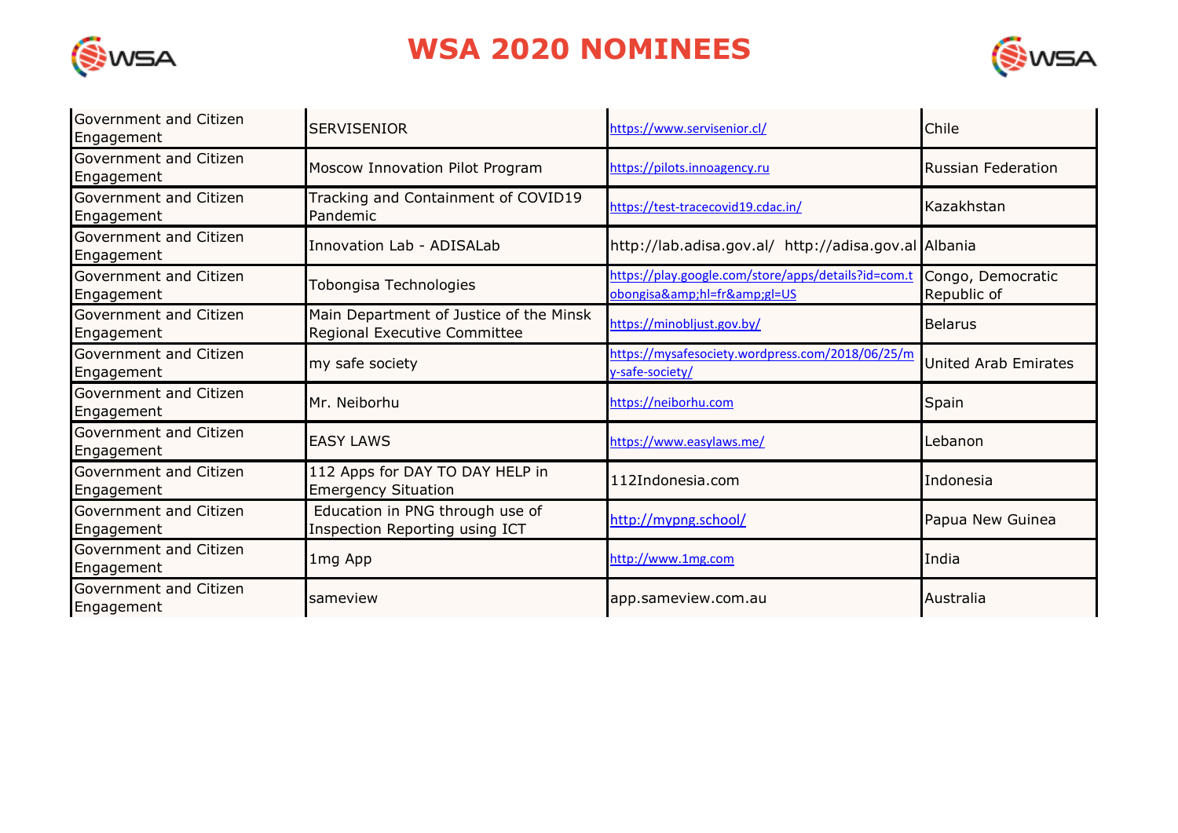# WSA 2020 NOMINEES

| | | | |
|---|---|---|---|
| Government and Citizen Engagement | SERVISENIOR | https://www.servisenior.cl/ | Chile |
| Government and Citizen Engagement | Moscow Innovation Pilot Program | https://pilots.innoagency.ru | Russian Federation |
| Government and Citizen Engagement | Tracking and Containment of COVID19 Pandemic | https://test-tracecovid19.cdac.in/ | Kazakhstan |
| Government and Citizen Engagement | Innovation Lab - ADISALab | http://lab.adisa.gov.al/ http://adisa.gov.al | Albania |
| Government and Citizen Engagement | Tobongisa Technologies | https://play.google.com/store/apps/details?id=com.tobongisa&amp;hl=fr&amp;gl=US | Congo, Democratic Republic of |
| Government and Citizen Engagement | Main Department of Justice of the Minsk Regional Executive Committee | https://minobljust.gov.by/ | Belarus |
| Government and Citizen Engagement | my safe society | https://mysafesociety.wordpress.com/2018/06/25/my-safe-society/ | United Arab Emirates |
| Government and Citizen Engagement | Mr. Neiborhu | https://neiborhu.com | Spain |
| Government and Citizen Engagement | EASY LAWS | https://www.easylaws.me/ | Lebanon |
| Government and Citizen Engagement | 112 Apps for DAY TO DAY HELP in Emergency Situation | 112Indonesia.com | Indonesia |
| Government and Citizen Engagement | Education in PNG through use of Inspection Reporting using ICT | http://mypng.school/ | Papua New Guinea |
| Government and Citizen Engagement | 1mg App | http://www.1mg.com | India |
| Government and Citizen Engagement | sameview | app.sameview.com.au | Australia |